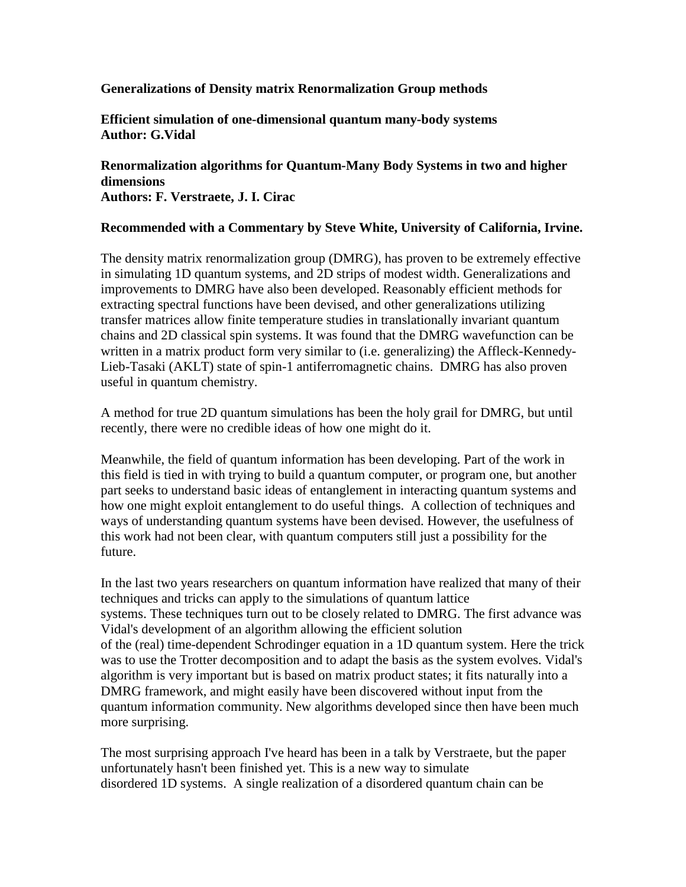**Generalizations of Density matrix Renormalization Group methods**

**Efficient simulation of one-dimensional quantum many-body systems**
**Author: G.Vidal**

**Renormalization algorithms for Quantum-Many Body Systems in two and higher dimensions**
**Authors: F. Verstraete, J. I. Cirac**

**Recommended with a Commentary by Steve White, University of California, Irvine.**

The density matrix renormalization group (DMRG), has proven to be extremely effective in simulating 1D quantum systems, and 2D strips of modest width. Generalizations and improvements to DMRG have also been developed. Reasonably efficient methods for extracting spectral functions have been devised, and other generalizations utilizing transfer matrices allow finite temperature studies in translationally invariant quantum chains and 2D classical spin systems. It was found that the DMRG wavefunction can be written in a matrix product form very similar to (i.e. generalizing) the Affleck-Kennedy-Lieb-Tasaki (AKLT) state of spin-1 antiferromagnetic chains. DMRG has also proven useful in quantum chemistry.

A method for true 2D quantum simulations has been the holy grail for DMRG, but until recently, there were no credible ideas of how one might do it.

Meanwhile, the field of quantum information has been developing. Part of the work in this field is tied in with trying to build a quantum computer, or program one, but another part seeks to understand basic ideas of entanglement in interacting quantum systems and how one might exploit entanglement to do useful things. A collection of techniques and ways of understanding quantum systems have been devised. However, the usefulness of this work had not been clear, with quantum computers still just a possibility for the future.

In the last two years researchers on quantum information have realized that many of their techniques and tricks can apply to the simulations of quantum lattice systems. These techniques turn out to be closely related to DMRG. The first advance was Vidal's development of an algorithm allowing the efficient solution of the (real) time-dependent Schrodinger equation in a 1D quantum system. Here the trick was to use the Trotter decomposition and to adapt the basis as the system evolves. Vidal's algorithm is very important but is based on matrix product states; it fits naturally into a DMRG framework, and might easily have been discovered without input from the quantum information community. New algorithms developed since then have been much more surprising.

The most surprising approach I've heard has been in a talk by Verstraete, but the paper unfortunately hasn't been finished yet. This is a new way to simulate disordered 1D systems. A single realization of a disordered quantum chain can be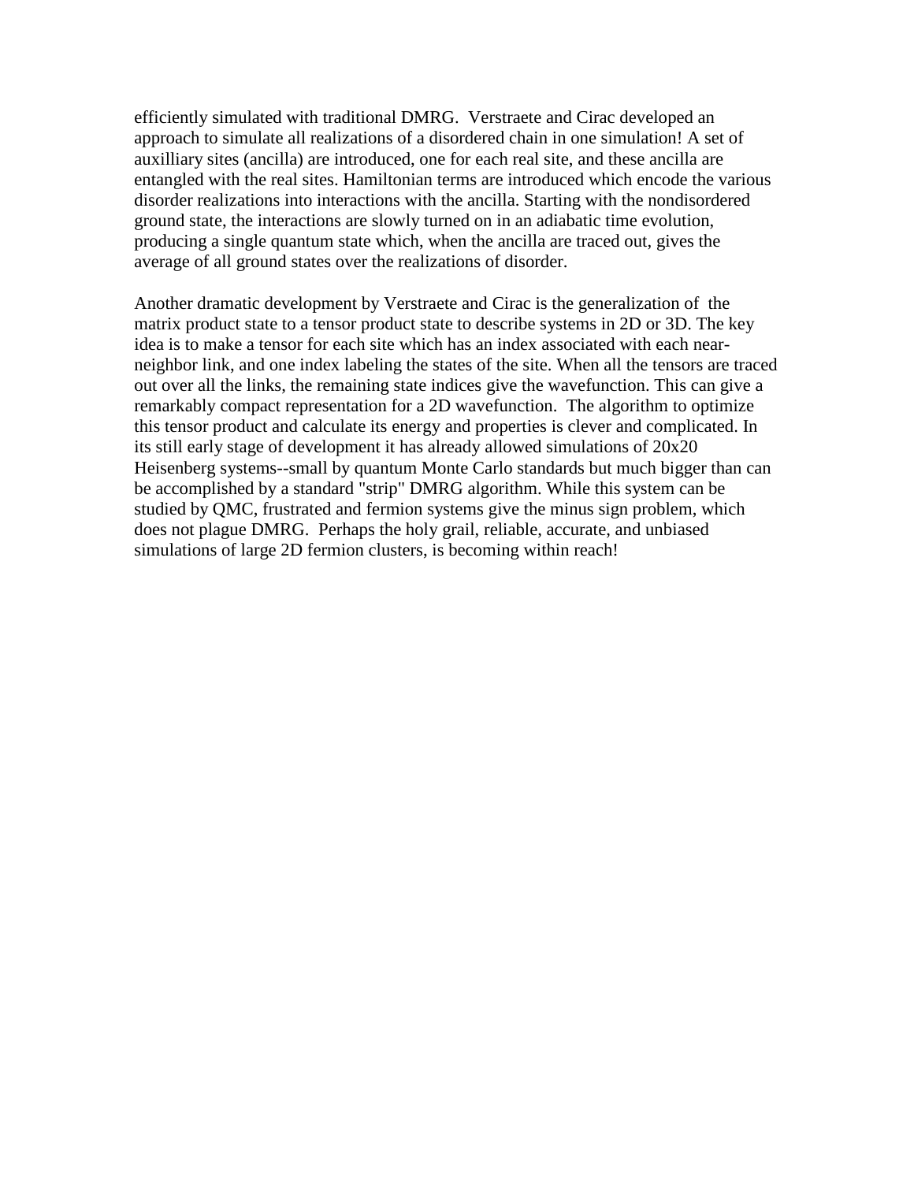efficiently simulated with traditional DMRG. Verstraete and Cirac developed an approach to simulate all realizations of a disordered chain in one simulation! A set of auxilliary sites (ancilla) are introduced, one for each real site, and these ancilla are entangled with the real sites. Hamiltonian terms are introduced which encode the various disorder realizations into interactions with the ancilla. Starting with the nondisordered ground state, the interactions are slowly turned on in an adiabatic time evolution, producing a single quantum state which, when the ancilla are traced out, gives the average of all ground states over the realizations of disorder.

Another dramatic development by Verstraete and Cirac is the generalization of the matrix product state to a tensor product state to describe systems in 2D or 3D. The key idea is to make a tensor for each site which has an index associated with each near-neighbor link, and one index labeling the states of the site. When all the tensors are traced out over all the links, the remaining state indices give the wavefunction. This can give a remarkably compact representation for a 2D wavefunction. The algorithm to optimize this tensor product and calculate its energy and properties is clever and complicated. In its still early stage of development it has already allowed simulations of 20x20 Heisenberg systems--small by quantum Monte Carlo standards but much bigger than can be accomplished by a standard "strip" DMRG algorithm. While this system can be studied by QMC, frustrated and fermion systems give the minus sign problem, which does not plague DMRG. Perhaps the holy grail, reliable, accurate, and unbiased simulations of large 2D fermion clusters, is becoming within reach!